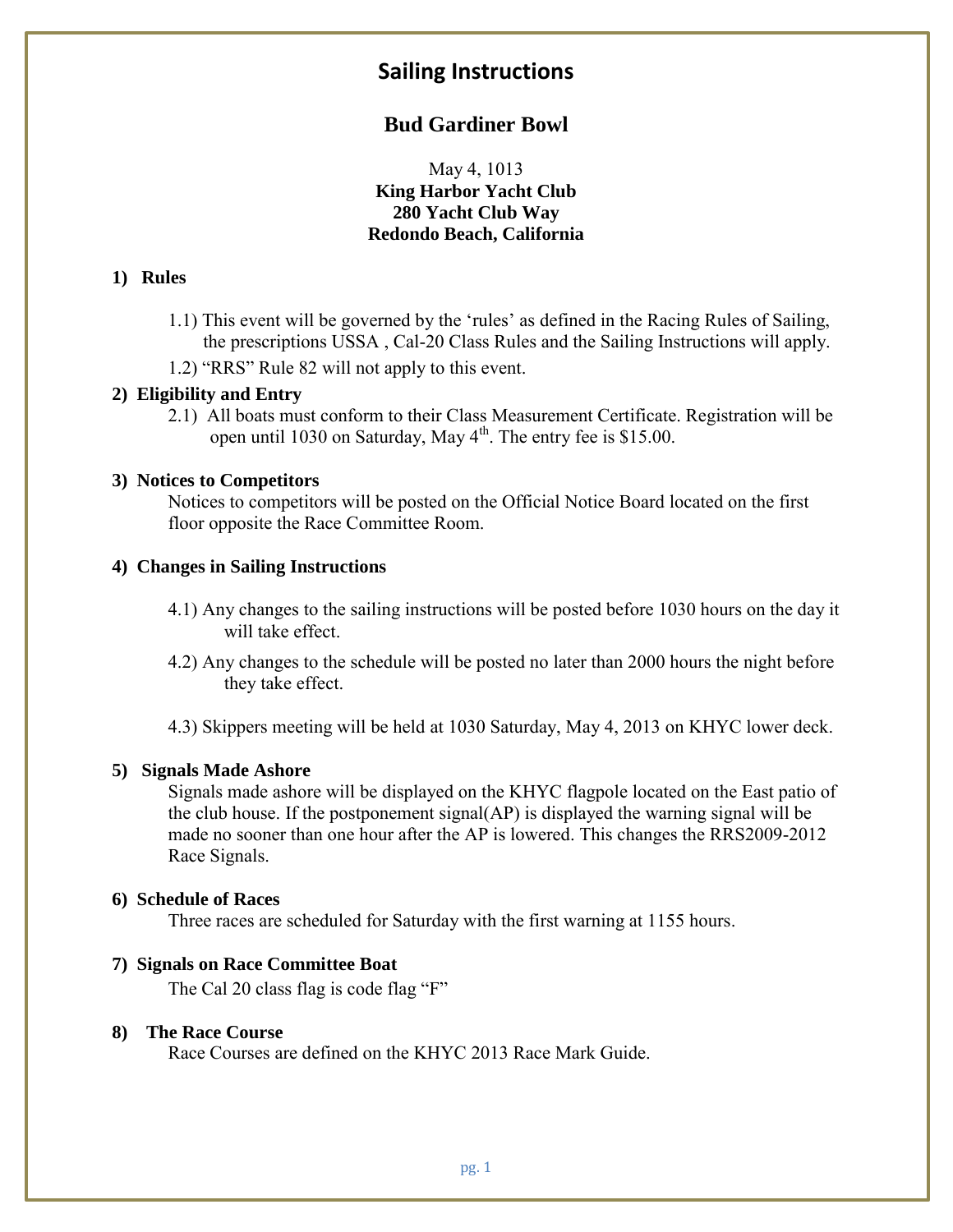# Sailing Instructions

## Bud Gardiner Bowl

May 4, 1013
**King Harbor Yacht Club**
**280 Yacht Club Way**
**Redondo Beach, California**

### 1) Rules

1.1) This event will be governed by the 'rules' as defined in the Racing Rules of Sailing, the prescriptions USSA , Cal-20 Class Rules and the Sailing Instructions will apply.

1.2) "RRS" Rule 82 will not apply to this event.

### 2) Eligibility and Entry

2.1) All boats must conform to their Class Measurement Certificate. Registration will be open until 1030 on Saturday, May 4th. The entry fee is $15.00.

### 3) Notices to Competitors

Notices to competitors will be posted on the Official Notice Board located on the first floor opposite the Race Committee Room.

### 4) Changes in Sailing Instructions

4.1) Any changes to the sailing instructions will be posted before 1030 hours on the day it will take effect.

4.2) Any changes to the schedule will be posted no later than 2000 hours the night before they take effect.

4.3) Skippers meeting will be held at 1030 Saturday, May 4, 2013 on KHYC lower deck.

### 5) Signals Made Ashore

Signals made ashore will be displayed on the KHYC flagpole located on the East patio of the club house. If the postponement signal(AP) is displayed the warning signal will be made no sooner than one hour after the AP is lowered. This changes the RRS2009-2012 Race Signals.

### 6) Schedule of Races

Three races are scheduled for Saturday with the first warning at 1155 hours.

### 7) Signals on Race Committee Boat

The Cal 20 class flag is code flag "F"

### 8) The Race Course

Race Courses are defined on the KHYC 2013 Race Mark Guide.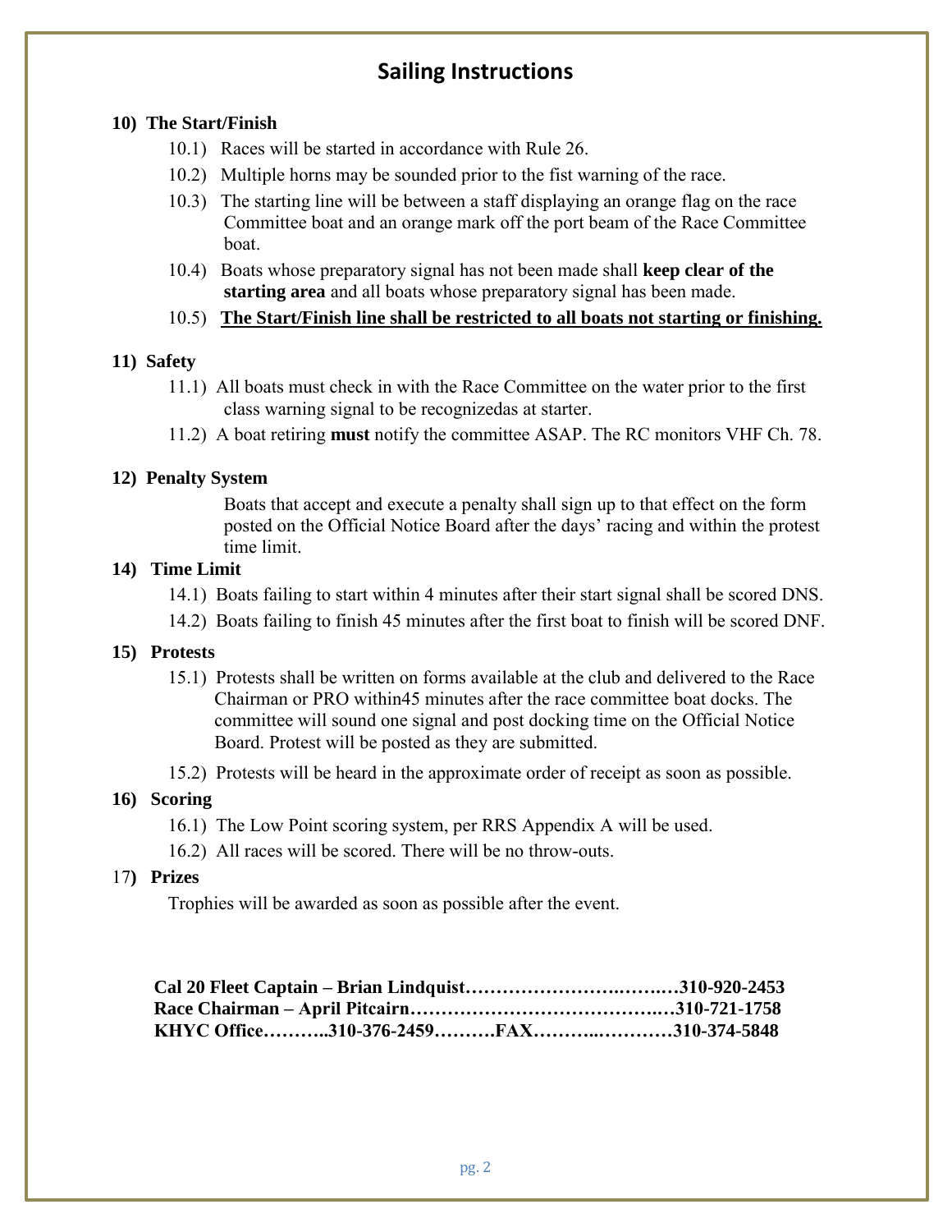# Sailing Instructions

**10) The Start/Finish**

10.1) Races will be started in accordance with Rule 26.

10.2) Multiple horns may be sounded prior to the fist warning of the race.

10.3) The starting line will be between a staff displaying an orange flag on the race Committee boat and an orange mark off the port beam of the Race Committee boat.

10.4) Boats whose preparatory signal has not been made shall **keep clear of the starting area** and all boats whose preparatory signal has been made.

10.5) **<u>The Start/Finish line shall be restricted to all boats not starting or finishing.</u>**

**11) Safety**

11.1) All boats must check in with the Race Committee on the water prior to the first class warning signal to be recognizedas at starter.

11.2) A boat retiring **must** notify the committee ASAP. The RC monitors VHF Ch. 78.

**12) Penalty System**

Boats that accept and execute a penalty shall sign up to that effect on the form posted on the Official Notice Board after the days' racing and within the protest time limit.

**14) Time Limit**

14.1) Boats failing to start within 4 minutes after their start signal shall be scored DNS.

14.2) Boats failing to finish 45 minutes after the first boat to finish will be scored DNF.

**15) Protests**

15.1) Protests shall be written on forms available at the club and delivered to the Race Chairman or PRO within45 minutes after the race committee boat docks. The committee will sound one signal and post docking time on the Official Notice Board. Protest will be posted as they are submitted.

15.2) Protests will be heard in the approximate order of receipt as soon as possible.

**16) Scoring**

16.1) The Low Point scoring system, per RRS Appendix A will be used.

16.2) All races will be scored. There will be no throw-outs.

**17) Prizes**

Trophies will be awarded as soon as possible after the event.

**Cal 20 Fleet Captain – Brian Lindquist…………………….…….…310-920-2453**
**Race Chairman – April Pitcairn…………………………………..…310-721-1758**
**KHYC Office………..310-376-2459……….FAX………..…………310-374-5848**